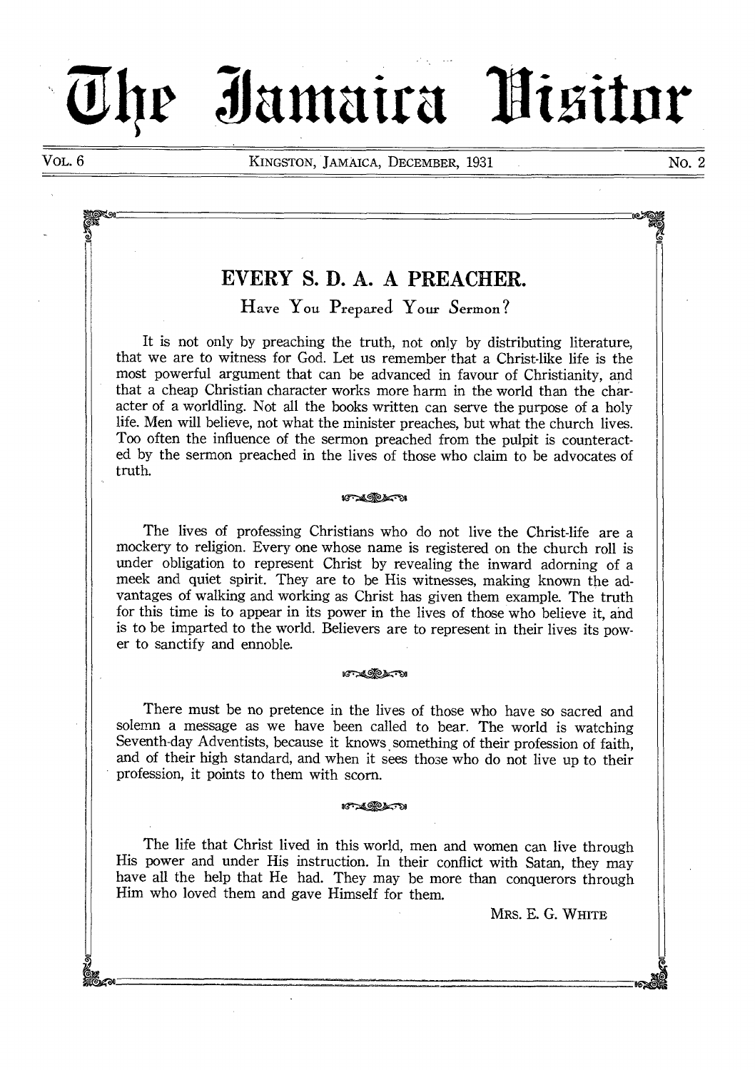# The Jamaica Visitor

VOL. 6 — KINGSTON, JAMAICA, DECEMBER, 1931 — No. 2

## EVERY S. D. A. A PREACHER.

### Have You Prepared Your Sermon?

It is not only by preaching the truth, not only by distributing literature, that we are to witness for God. Let us remember that a Christ-like life is the most powerful argument that can be advanced in favour of Christianity, and that a cheap Christian character works more harm in the world than the character of a worldling. Not all the books written can serve the purpose of a holy life. Men will believe, not what the minister preaches, but what the church lives. Too often the influence of the sermon preached from the pulpit is counteracted by the sermon preached in the lives of those who claim to be advocates of truth.

The lives of professing Christians who do not live the Christ-life are a mockery to religion. Every one whose name is registered on the church roll is under obligation to represent Christ by revealing the inward adorning of a meek and quiet spirit. They are to be His witnesses, making known the advantages of walking and working as Christ has given them example. The truth for this time is to appear in its power in the lives of those who believe it, and is to be imparted to the world. Believers are to represent in their lives its power to sanctify and ennoble.

There must be no pretence in the lives of those who have so sacred and solemn a message as we have been called to bear. The world is watching Seventh-day Adventists, because it knows something of their profession of faith, and of their high standard, and when it sees those who do not live up to their profession, it points to them with scorn.

The life that Christ lived in this world, men and women can live through His power and under His instruction. In their conflict with Satan, they may have all the help that He had. They may be more than conquerors through Him who loved them and gave Himself for them.

MRS. E. G. WHITE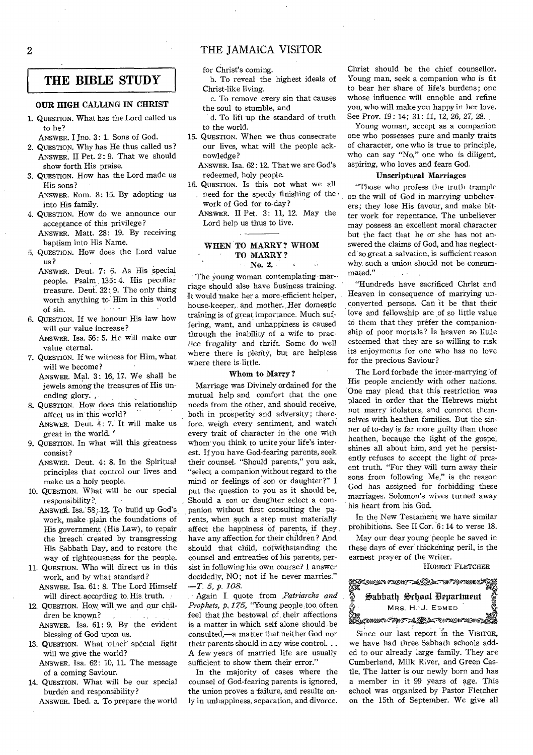## THE BIBLE STUDY

### OUR HIGH CALLING IN CHRIST

1. QUESTION. What has the Lord called us to be?
   ANSWER. I Jno. 3: 1. Sons of God.
2. QUESTION. Why has He thus called us?
   ANSWER. II Pet. 2: 9. That we should show forth His praise.
3. QUESTION. How has the Lord made us His sons?
   ANSWER. Rom. 8: 15. By adopting us into His family.
4. QUESTION. How do we announce our acceptance of this privilege?
   ANSWER. Matt. 28: 19. By receiving baptism into His Name.
5. QUESTION. How does the Lord value us?
   ANSWER. Deut. 7: 6. As His special people. Psalm 135: 4. His peculiar treasure. Deut. 32: 9. The only thing worth anything to Him in this world of sin.
6. QUESTION. If we honour His law how will our value increase?
   ANSWER. Isa. 56: 5. He will make our value eternal.
7. QUESTION. If we witness for Him, what will we become?
   ANSWER. Mal. 3: 16, 17. We shall be jewels among the treasures of His unending glory.
8. QUESTION. How does this relationship affect us in this world?
   ANSWER. Deut. 4: 7. It will make us great in the world.
9. QUESTION. In what will this greatness consist?
   ANSWER. Deut. 4: 8. In the Spiritual principles that control our lives and make us a holy people.
10. QUESTION. What will be our special responsibility?
    ANSWER. Isa. 58: 12. To build up God's work, make plain the foundations of His government (His Law), to repair the breach created by transgressing His Sabbath Day, and to restore the way of righteousness for the people.
11. QUESTION. Who will direct us in this work, and by what standard?
    ANSWER. Isa. 61: 8. The Lord Himself will direct according to His truth.
12. QUESTION. How will we and our children be known?
    ANSWER. Isa. 61: 9. By the evident blessing of God upon us.
13. QUESTION. What other special light will we give the world?
    ANSWER. Isa. 62: 10, 11. The message of a coming Saviour.
14. QUESTION. What will be our special burden and responsibility?
    ANSWER. Ibed. a. To prepare the world for Christ's coming.
    b. To reveal the highest ideals of Christ-like living.
    c. To remove every sin that causes the soul to stumble, and
    d. To lift up the standard of truth to the world.
15. QUESTION. When we thus consecrate our lives, what will the people acknowledge?
    ANSWER. Isa. 62: 12. That we are God's redeemed, holy people.
16. QUESTION. Is this not what we all need for the speedy finishing of the work of God for to-day?
    ANSWER. II Pet. 3: 11, 12. May the Lord help us thus to live.

### WHEN TO MARRY? WHOM TO MARRY?

**No. 2.**

The young woman contemplating marriage should also have business training. It would make her a more efficient helper, house-keeper, and mother. Her domestic training is of great importance. Much suffering, want, and unhappiness is caused through the inability of a wife to practice frugality and thrift. Some do well where there is plenty, but are helpless where there is little.

#### Whom to Marry?

Marriage was Divinely ordained for the mutual help and comfort that the one needs from the other, and should receive, both in prosperity and adversity; therefore, weigh every sentiment, and watch every trait of character in the one with whom you think to unite your life's interest. If you have God-fearing parents, seek their counsel. "Should parents," you ask, "select a companion without regard to the mind or feelings of son or daughter?" I put the question to you as it should be, Should a son or daughter select a companion without first consulting the parents, when such a step must materially affect the happiness of parents, if they have any affection for their children? And should that child, notwithstanding the counsel and entreaties of his parents, persist in following his own course? I answer decidedly, NO; not if he never marries." —*T. 5, p. 108.*

Again I quote from *Patriarchs and Prophets, p. 175,* "Young people too often feel that the bestowal of their affections is a matter in which self alone should be consulted,—a matter that neither God nor their parents should in any wise control. . . A few years of married life are usually sufficient to show them their error."

In the majority of cases where the counsel of God-fearing parents is ignored, the union proves a failure, and results only in unhappiness, separation, and divorce. Christ should be the chief counsellor. Young man, seek a companion who is fit to bear her share of life's burdens; one whose influence will ennoble and refine you, who will make you happy in her love. See Prov. 19: 14; 31: 11, 12, 26, 27, 28.

Young woman, accept as a companion one who possesses pure and manly traits of character, one who is true to principle, who can say "No," one who is diligent, aspiring, who loves and fears God.

#### Unscriptural Marriages

"Those who profess the truth trample on the will of God in marrying unbelievers; they lose His favour, and make bitter work for repentance. The unbeliever may possess an excellent moral character but the fact that he or she has not answered the claims of God, and has neglected so great a salvation, is sufficient reason why such a union should not be consummated."

"Hundreds have sacrificed Christ and Heaven in consequence of marrying unconverted persons. Can it be that their love and fellowship are of so little value to them that they prefer the companionship of poor mortals? Is heaven so little esteemed that they are so willing to risk its enjoyments for one who has no love for the precious Saviour?

The Lord forbade the inter-marrying of His people anciently with other nations. One may plead that this restriction was placed in order that the Hebrews might not marry idolators, and connect themselves with heathen families. But the sinner of to-day is far more guilty than those heathen, because the light of the gospel shines all about him, and yet he persistently refuses to accept the light of present truth. "For they will turn away their sons from following Me," is the reason God has assigned for forbidding these marriages. Solomon's wives turned away his heart from his God.

In the New Testament we have similar prohibitions. See II Cor. 6: 14 to verse 18.

May our dear young people be saved in these days of ever thickening peril, is the earnest prayer of the writer.

HUBERT FLETCHER

## Sabbath School Department

MRS. H. J. EDMED

Since our last report in the VISITOR, we have had three Sabbath schools added to our already large family. They are Cumberland, Milk River, and Green Castle. The latter is our newly born and has a member in it 99 years of age. This school was organized by Pastor Fletcher on the 15th of September. We give all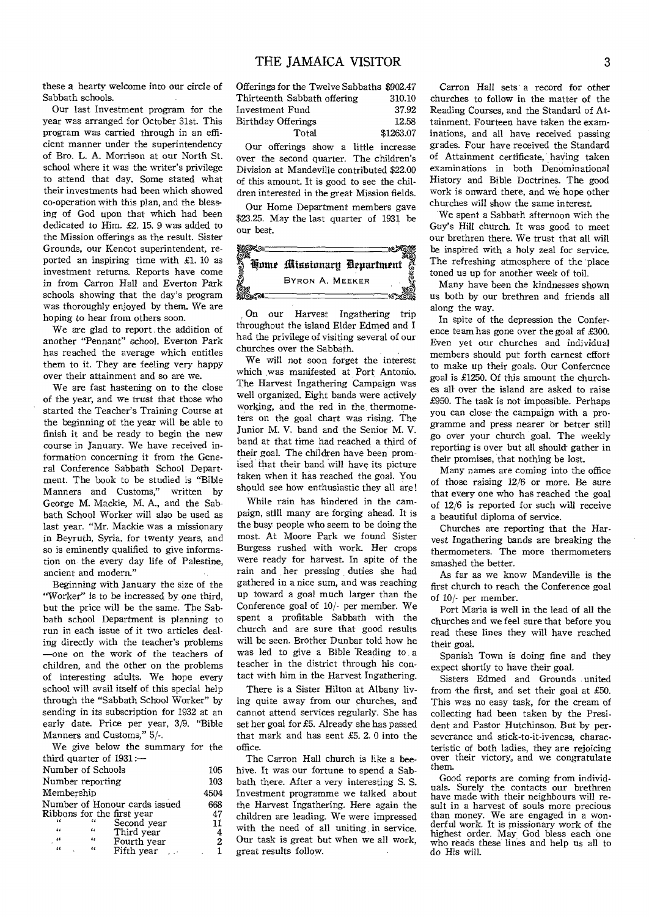these a hearty welcome into our circle of Sabbath schools.

Our last Investment program for the year was arranged for October 31st. This program was carried through in an efficient manner under the superintendency of Bro. L. A. Morrison at our North St. school where it was the writer's privilege to attend that day. Some stated what their investments had been which showed co-operation with this plan, and the blessing of God upon that which had been dedicated to Him. £2. 15. 9 was added to the Mission offerings as the result. Sister Grounds, our Kencot superintendent, reported an inspiring time with £1. 10 as investment returns. Reports have come in from Carron Hall and Everton Park schools showing that the day's program was thoroughly enjoyed by them. We are hoping to hear from others soon.

We are glad to report the addition of another "Pennant" school. Everton Park has reached the average which entitles them to it. They are feeling very happy over their attainment and so are we.

We are fast hastening on to the close of the year, and we trust that those who started the Teacher's Training Course at the beginning of the year will be able to finish it and be ready to begin the new course in January. We have received information concerning it from the General Conference Sabbath School Department. The book to be studied is "Bible Manners and Customs," written by George M. Mackie, M. A., and the Sabbath School Worker will also be used as last year. "Mr. Mackie was a missionary in Beyruth, Syria, for twenty years, and so is eminently qualified to give information on the every day life of Palestine, ancient and modern."

Beginning with January the size of the "Worker" is to be increased by one third, but the price will be the same. The Sabbath school Department is planning to run in each issue of it two articles dealing directly with the teacher's problems —one on the work of the teachers of children, and the other on the problems of interesting adults. We hope every school will avail itself of this special help through the "Sabbath School Worker" by sending in its subscription for 1932 at an early date. Price per year, 3/9. "Bible Manners and Customs," 5/-.

We give below the summary for the third quarter of 1931:—

| | |
|---|---|
| Number of Schools | 105 |
| Number reporting | 103 |
| Membership | 4504 |
| Number of Honour cards issued | 668 |
| Ribbons for the first year | 47 |
| " " Second year | 11 |
| " " Third year | 4 |
| " " Fourth year | 2 |
| " " Fifth year | 1 |
| Offerings for the Twelve Sabbaths | $902.47 |
| Thirteenth Sabbath offering | 310.10 |
| Investment Fund | 37.92 |
| Birthday Offerings | 12.58 |
| Total | $1263.07 |

Our offerings show a little increase over the second quarter. The children's Division at Mandeville contributed $22.00 of this amount. It is good to see the children interested in the great Mission fields.

Our Home Department members gave $23.25. May the last quarter of 1931 be our best.

## Home Missionary Department

BYRON A. MEEKER

On our Harvest Ingathering trip throughout the island Elder Edmed and I had the privilege of visiting several of our churches over the Sabbath.

We will not soon forget the interest which was manifested at Port Antonio. The Harvest Ingathering Campaign was well organized. Eight bands were actively working, and the red in the thermometers on the goal chart was rising. The Junior M. V. band and the Senior M. V. band at that time had reached a third of their goal. The children have been promised that their band will have its picture taken when it has reached the goal. You should see how enthusiastic they all are!

While rain has hindered in the campaign, still many are forging ahead. It is the busy people who seem to be doing the most. At Moore Park we found Sister Burgess rushed with work. Her crops were ready for harvest. In spite of the rain and her pressing duties she had gathered in a nice sum, and was reaching up toward a goal much larger than the Conference goal of 10/- per member. We spent a profitable Sabbath with the church and are sure that good results will be seen. Brother Dunbar told how he was led to give a Bible Reading to a teacher in the district through his contact with him in the Harvest Ingathering.

There is a Sister Hilton at Albany living quite away from our churches, and cannot attend services regularly. She has set her goal for £5. Already she has passed that mark and has sent £5. 2. 0 into the office.

The Carron Hall church is like a beehive. It was our fortune to spend a Sabbath there. After a very interesting S. S. Investment programme we talked about the Harvest Ingathering. Here again the children are leading. We were impressed with the need of all uniting in service. Our task is great but when we all work, great results follow.

Carron Hall sets a record for other churches to follow in the matter of the Reading Courses, and the Standard of Attainment. Fourteen have taken the examinations, and all have received passing grades. Four have received the Standard of Attainment certificate, having taken examinations in both Denominational History and Bible Doctrines. The good work is onward there, and we hope other churches will show the same interest.

We spent a Sabbath afternoon with the Guy's Hill church. It was good to meet our brethren there. We trust that all will be inspired with a holy zeal for service. The refreshing atmosphere of the place toned us up for another week of toil.

Many have been the kindnesses shown us both by our brethren and friends all along the way.

In spite of the depression the Conference team has gone over the goal af £300. Even yet our churches and individual members should put forth earnest effort to make up their goals. Our Conference goal is £1250. Of this amount the churches all over the island are asked to raise £950. The task is not impossible. Perhaps you can close the campaign with a programme and press nearer or better still go over your church goal. The weekly reporting is over but all should gather in their promises, that nothing be lost.

Many names are coming into the office of those raising 12/6 or more. Be sure that every one who has reached the goal of 12/6 is reported for such will receive a beautiful diploma of service.

Churches are reporting that the Harvest Ingathering bands are breaking the thermometers. The more thermometers smashed the better.

As far as we know Mandeville is the first church to reach the Conference goal of 10/- per member.

Port Maria is well in the lead of all the churches and we feel sure that before you read these lines they will have reached their goal.

Spanish Town is doing fine and they expect shortly to have their goal.

Sisters Edmed and Grounds united from the first, and set their goal at £50. This was no easy task, for the cream of collecting had been taken by the President and Pastor Hutchinson. But by perseverance and stick-to-it-iveness, characteristic of both ladies, they are rejoicing over their victory, and we congratulate them.

Good reports are coming from individuals. Surely the contacts our brethren have made with their neighbours will result in a harvest of souls more precious than money. We are engaged in a wonderful work. It is missionary work of the highest order. May God bless each one who reads these lines and help us all to do His will.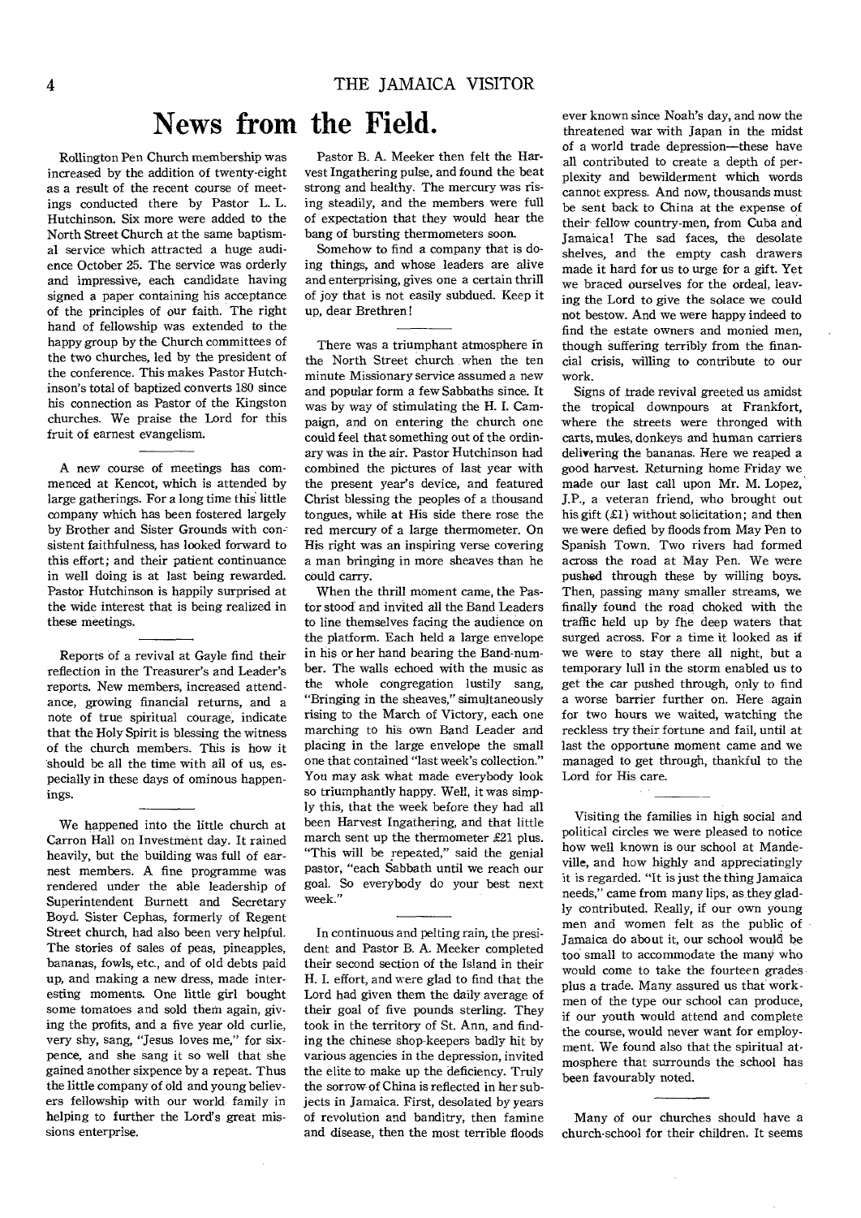# News from the Field.

Rollington Pen Church membership was increased by the addition of twenty-eight as a result of the recent course of meetings conducted there by Pastor L. L. Hutchinson. Six more were added to the North Street Church at the same baptismal service which attracted a huge audience October 25. The service was orderly and impressive, each candidate having signed a paper containing his acceptance of the principles of our faith. The right hand of fellowship was extended to the happy group by the Church committees of the two churches, led by the president of the conference. This makes Pastor Hutchinson's total of baptized converts 180 since his connection as Pastor of the Kingston churches. We praise the Lord for this fruit of earnest evangelism.

---

A new course of meetings has commenced at Kencot, which is attended by large gatherings. For a long time this little company which has been fostered largely by Brother and Sister Grounds with consistent faithfulness, has looked forward to this effort; and their patient continuance in well doing is at last being rewarded. Pastor Hutchinson is happily surprised at the wide interest that is being realized in these meetings.

---

Reports of a revival at Gayle find their reflection in the Treasurer's and Leader's reports. New members, increased attendance, growing financial returns, and a note of true spiritual courage, indicate that the Holy Spirit is blessing the witness of the church members. This is how it should be all the time with all of us, especially in these days of ominous happenings.

---

We happened into the little church at Carron Hall on Investment day. It rained heavily, but the building was full of earnest members. A fine programme was rendered under the able leadership of Superintendent Burnett and Secretary Boyd. Sister Cephas, formerly of Regent Street church, had also been very helpful. The stories of sales of peas, pineapples, bananas, fowls, etc., and of old debts paid up, and making a new dress, made interesting moments. One little girl bought some tomatoes and sold them again, giving the profits, and a five year old curlie, very shy, sang, "Jesus loves me," for sixpence, and she sang it so well that she gained another sixpence by a repeat. Thus the little company of old and young believers fellowship with our world family in helping to further the Lord's great missions enterprise.

Pastor B. A. Meeker then felt the Harvest Ingathering pulse, and found the beat strong and healthy. The mercury was rising steadily, and the members were full of expectation that they would hear the bang of bursting thermometers soon.

Somehow to find a company that is doing things, and whose leaders are alive and enterprising, gives one a certain thrill of joy that is not easily subdued. Keep it up, dear Brethren!

---

There was a triumphant atmosphere in the North Street church when the ten minute Missionary service assumed a new and popular form a few Sabbaths since. It was by way of stimulating the H. I. Campaign, and on entering the church one could feel that something out of the ordinary was in the air. Pastor Hutchinson had combined the pictures of last year with the present year's device, and featured Christ blessing the peoples of a thousand tongues, while at His side there rose the red mercury of a large thermometer. On His right was an inspiring verse covering a man bringing in more sheaves than he could carry.

When the thrill moment came, the Pastor stood and invited all the Band Leaders to line themselves facing the audience on the platform. Each held a large envelope in his or her hand bearing the Band-number. The walls echoed with the music as the whole congregation lustily sang, "Bringing in the sheaves," simultaneously rising to the March of Victory, each one marching to his own Band Leader and placing in the large envelope the small one that contained "last week's collection." You may ask what made everybody look so triumphantly happy. Well, it was simply this, that the week before they had all been Harvest Ingathering, and that little march sent up the thermometer £21 plus. "This will be repeated," said the genial pastor, "each Sabbath until we reach our goal. So everybody do your best next week."

---

In continuous and pelting rain, the president and Pastor B. A. Meeker completed their second section of the Island in their H. I. effort, and were glad to find that the Lord had given them the daily average of their goal of five pounds sterling. They took in the territory of St. Ann, and finding the chinese shop-keepers badly hit by various agencies in the depression, invited the elite to make up the deficiency. Truly the sorrow of China is reflected in her subjects in Jamaica. First, desolated by years of revolution and banditry, then famine and disease, then the most terrible floods ever known since Noah's day, and now the threatened war with Japan in the midst of a world trade depression—these have all contributed to create a depth of perplexity and bewilderment which words cannot express. And now, thousands must be sent back to China at the expense of their fellow country-men, from Cuba and Jamaica! The sad faces, the desolate shelves, and the empty cash drawers made it hard for us to urge for a gift. Yet we braced ourselves for the ordeal, leaving the Lord to give the solace we could not bestow. And we were happy indeed to find the estate owners and monied men, though suffering terribly from the financial crisis, willing to contribute to our work.

Signs of trade revival greeted us amidst the tropical downpours at Frankfort, where the streets were thronged with carts, mules, donkeys and human carriers delivering the bananas. Here we reaped a good harvest. Returning home Friday we made our last call upon Mr. M. Lopez, J.P., a veteran friend, who brought out his gift (£1) without solicitation; and then we were defied by floods from May Pen to Spanish Town. Two rivers had formed across the road at May Pen. We were pushed through these by willing boys. Then, passing many smaller streams, we finally found the road choked with the traffic held up by the deep waters that surged across. For a time it looked as if we were to stay there all night, but a temporary lull in the storm enabled us to get the car pushed through, only to find a worse barrier further on. Here again for two hours we waited, watching the reckless try their fortune and fail, until at last the opportune moment came and we managed to get through, thankful to the Lord for His care.

---

Visiting the families in high social and political circles we were pleased to notice how well known is our school at Mandeville, and how highly and appreciatingly it is regarded. "It is just the thing Jamaica needs," came from many lips, as they gladly contributed. Really, if our own young men and women felt as the public of Jamaica do about it, our school would be too small to accommodate the many who would come to take the fourteen grades plus a trade. Many assured us that workmen of the type our school can produce, if our youth would attend and complete the course, would never want for employment. We found also that the spiritual atmosphere that surrounds the school has been favourably noted.

---

Many of our churches should have a church-school for their children. It seems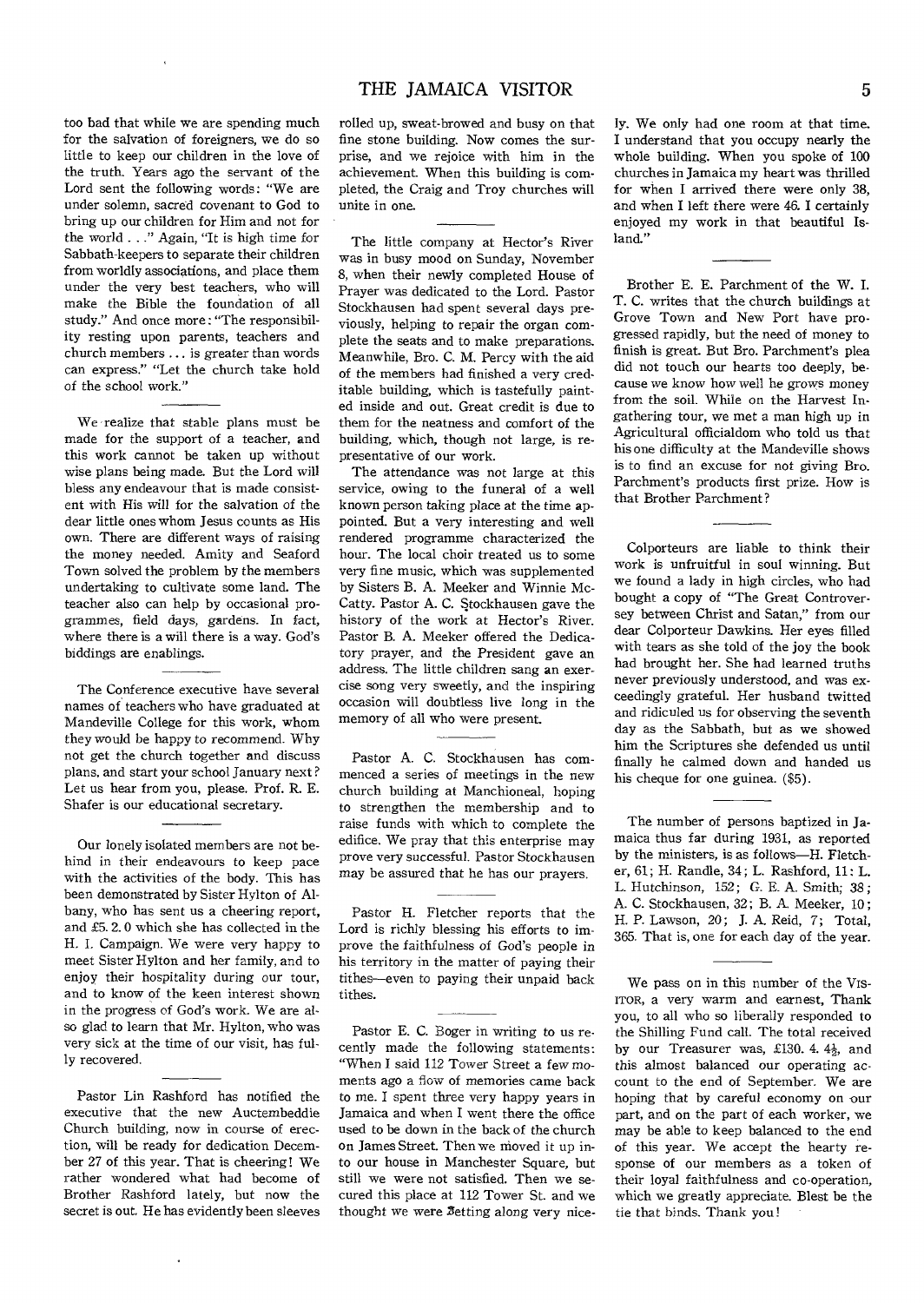too bad that while we are spending much for the salvation of foreigners, we do so little to keep our children in the love of the truth. Years ago the servant of the Lord sent the following words: "We are under solemn, sacred covenant to God to bring up our children for Him and not for the world . . ." Again, "It is high time for Sabbath-keepers to separate their children from worldly associations, and place them under the very best teachers, who will make the Bible the foundation of all study." And once more: "The responsibility resting upon parents, teachers and church members ... is greater than words can express." "Let the church take hold of the school work."

We realize that stable plans must be made for the support of a teacher, and this work cannot be taken up without wise plans being made. But the Lord will bless any endeavour that is made consistent with His will for the salvation of the dear little ones whom Jesus counts as His own. There are different ways of raising the money needed. Amity and Seaford Town solved the problem by the members undertaking to cultivate some land. The teacher also can help by occasional programmes, field days, gardens. In fact, where there is a will there is a way. God's biddings are enablings.

The Conference executive have several names of teachers who have graduated at Mandeville College for this work, whom they would be happy to recommend. Why not get the church together and discuss plans, and start your school January next? Let us hear from you, please. Prof. R. E. Shafer is our educational secretary.

Our lonely isolated members are not behind in their endeavours to keep pace with the activities of the body. This has been demonstrated by Sister Hylton of Albany, who has sent us a cheering report, and £5. 2. 0 which she has collected in the H. I. Campaign. We were very happy to meet Sister Hylton and her family, and to enjoy their hospitality during our tour, and to know of the keen interest shown in the progress of God's work. We are also so glad to learn that Mr. Hylton, who was very sick at the time of our visit, has fully recovered.

Pastor Lin Rashford has notified the executive that the new Auctembeddie Church building, now in course of erection, will be ready for dedication December 27 of this year. That is cheering! We rather wondered what had become of Brother Rashford lately, but now the secret is out. He has evidently been sleeves rolled up, sweat-browed and busy on that fine stone building. Now comes the surprise, and we rejoice with him in the achievement. When this building is completed, the Craig and Troy churches will unite in one.

The little company at Hector's River was in busy mood on Sunday, November 8, when their newly completed House of Prayer was dedicated to the Lord. Pastor Stockhausen had spent several days previously, helping to repair the organ complete the seats and to make preparations. Meanwhile, Bro. C. M. Percy with the aid of the members had finished a very creditable building, which is tastefully painted inside and out. Great credit is due to them for the neatness and comfort of the building, which, though not large, is representative of our work.

The attendance was not large at this service, owing to the funeral of a well known person taking place at the time appointed. But a very interesting and well rendered programme characterized the hour. The local choir treated us to some very fine music, which was supplemented by Sisters B. A. Meeker and Winnie McCatty. Pastor A. C. Stockhausen gave the history of the work at Hector's River. Pastor B. A. Meeker offered the Dedicatory prayer, and the President gave an address. The little children sang an exercise song very sweetly, and the inspiring occasion will doubtless live long in the memory of all who were present.

Pastor A. C. Stockhausen has commenced a series of meetings in the new church building at Manchioneal, hoping to strengthen the membership and to raise funds with which to complete the edifice. We pray that this enterprise may prove very successful. Pastor Stockhausen may be assured that he has our prayers.

Pastor H. Fletcher reports that the Lord is richly blessing his efforts to improve the faithfulness of God's people in his territory in the matter of paying their tithes—even to paying their unpaid back tithes.

Pastor E. C. Boger in writing to us recently made the following statements: "When I said 112 Tower Street a few moments ago a flow of memories came back to me. I spent three very happy years in Jamaica and when I went there the office used to be down in the back of the church on James Street. Then we moved it up into our house in Manchester Square, but still we were not satisfied. Then we secured this place at 112 Tower St. and we thought we were getting along very nicely. We only had one room at that time. I understand that you occupy nearly the whole building. When you spoke of 100 churches in Jamaica my heart was thrilled for when I arrived there were only 38, and when I left there were 46. I certainly enjoyed my work in that beautiful Island."

Brother E. E. Parchment of the W. I. T. C. writes that the church buildings at Grove Town and New Port have progressed rapidly, but the need of money to finish is great. But Bro. Parchment's plea did not touch our hearts too deeply, because we know how well he grows money from the soil. While on the Harvest Ingathering tour, we met a man high up in Agricultural officialdom who told us that his one difficulty at the Mandeville shows is to find an excuse for not giving Bro. Parchment's products first prize. How is that Brother Parchment?

Colporteurs are liable to think their work is unfruitful in soul winning. But we found a lady in high circles, who had bought a copy of "The Great Controversey between Christ and Satan," from our dear Colporteur Dawkins. Her eyes filled with tears as she told of the joy the book had brought her. She had learned truths never previously understood, and was exceedingly grateful. Her husband twitted and ridiculed us for observing the seventh day as the Sabbath, but as we showed him the Scriptures she defended us until finally he calmed down and handed us his cheque for one guinea. ($5).

The number of persons baptized in Jamaica thus far during 1931, as reported by the ministers, is as follows—H. Fletcher, 61; H. Randle, 34; L. Rashford, 11: L. L. Hutchinson, 152; G. E. A. Smith; 38; A. C. Stockhausen, 32; B. A. Meeker, 10; H. P. Lawson, 20; J. A. Reid, 7; Total, 365. That is, one for each day of the year.

We pass on in this number of the VISITOR, a very warm and earnest, Thank you, to all who so liberally responded to the Shilling Fund call. The total received by our Treasurer was, £130. 4. 4½, and this almost balanced our operating account to the end of September. We are hoping that by careful economy on our part, and on the part of each worker, we may be able to keep balanced to the end of this year. We accept the hearty response of our members as a token of their loyal faithfulness and co-operation, which we greatly appreciate. Blest be the tie that binds. Thank you!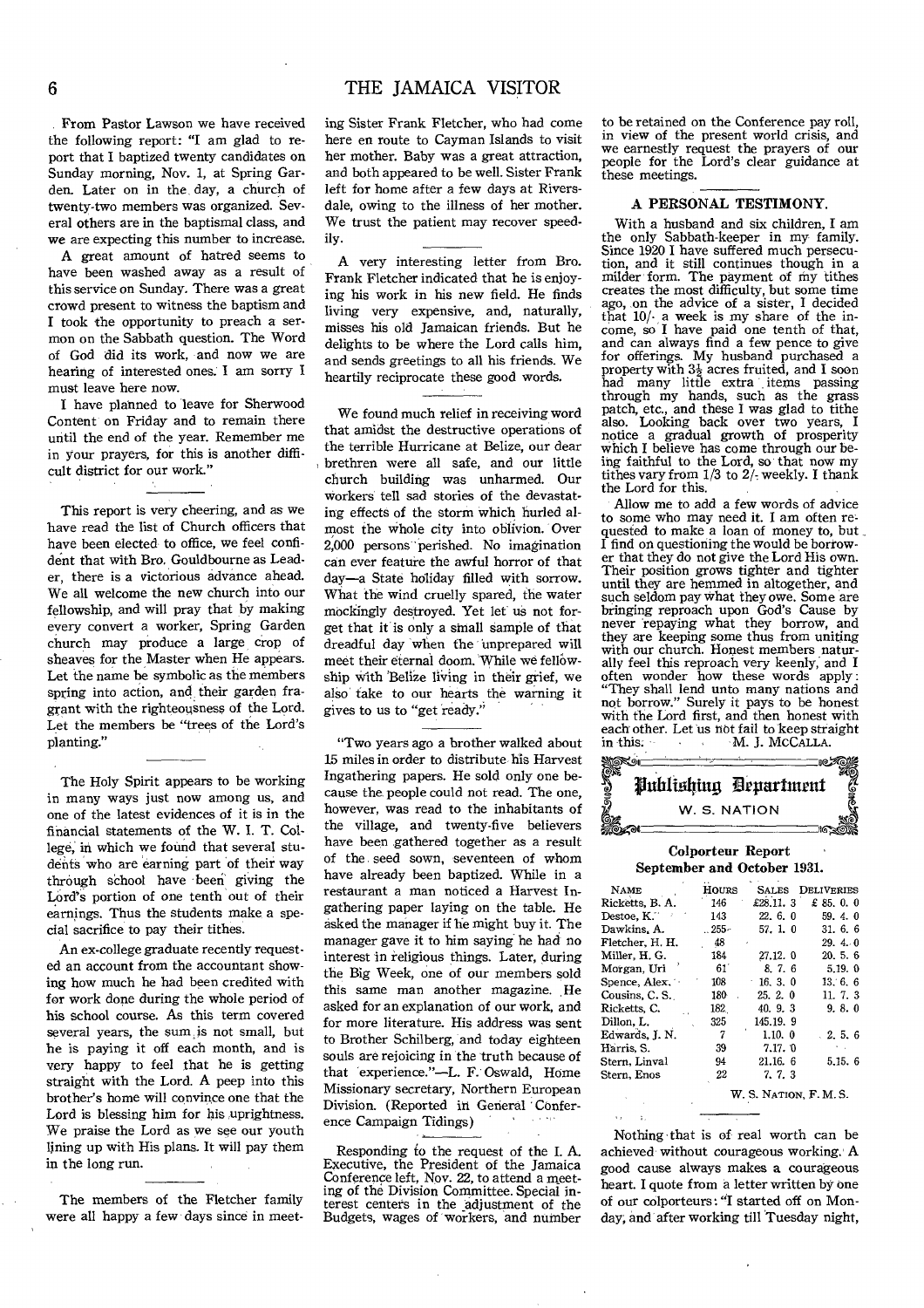From Pastor Lawson we have received the following report: "I am glad to report that I baptized twenty candidates on Sunday morning, Nov. 1, at Spring Garden. Later on in the day, a church of twenty-two members was organized. Several others are in the baptismal class, and we are expecting this number to increase.

A great amount of hatred seems to have been washed away as a result of this service on Sunday. There was a great crowd present to witness the baptism and I took the opportunity to preach a sermon on the Sabbath question. The Word of God did its work, and now we are hearing of interested ones. I am sorry I must leave here now.

I have planned to leave for Sherwood Content on Friday and to remain there until the end of the year. Remember me in your prayers, for this is another difficult district for our work."

This report is very cheering, and as we have read the list of Church officers that have been elected to office, we feel confident that with Bro. Gouldbourne as Leader, there is a victorious advance ahead. We all welcome the new church into our fellowship, and will pray that by making every convert a worker, Spring Garden church may produce a large crop of sheaves for the Master when He appears. Let the name be symbolic as the members spring into action, and their garden fragrant with the righteousness of the Lord. Let the members be "trees of the Lord's planting."

The Holy Spirit appears to be working in many ways just now among us, and one of the latest evidences of it is in the financial statements of the W. I. T. College, in which we found that several students who are earning part of their way through school have been giving the Lord's portion of one tenth out of their earnings. Thus the students make a special sacrifice to pay their tithes.

An ex-college graduate recently requested an account from the accountant showing how much he had been credited with for work done during the whole period of his school course. As this term covered several years, the sum is not small, but he is paying it off each month, and is very happy to feel that he is getting straight with the Lord. A peep into this brother's home will convince one that the Lord is blessing him for his uprightness. We praise the Lord as we see our youth lining up with His plans. It will pay them in the long run.

The members of the Fletcher family were all happy a few days since in meeting Sister Frank Fletcher, who had come here en route to Cayman Islands to visit her mother. Baby was a great attraction, and both appeared to be well. Sister Frank left for home after a few days at Riversdale, owing to the illness of her mother. We trust the patient may recover speedily.

A very interesting letter from Bro. Frank Fletcher indicated that he is enjoying his work in his new field. He finds living very expensive, and, naturally, misses his old Jamaican friends. But he delights to be where the Lord calls him, and sends greetings to all his friends. We heartily reciprocate these good words.

We found much relief in receiving word that amidst the destructive operations of the terrible Hurricane at Belize, our dear brethren were all safe, and our little church building was unharmed. Our workers tell sad stories of the devastating effects of the storm which hurled almost the whole city into oblivion. Over 2,000 persons perished. No imagination can ever feature the awful horror of that day—a State holiday filled with sorrow. What the wind cruelly spared, the water mockingly destroyed. Yet let us not forget that it is only a small sample of that dreadful day when the unprepared will meet their eternal doom. While we fellowship with Belize living in their grief, we also take to our hearts the warning it gives to us to "get ready."

"Two years ago a brother walked about 15 miles in order to distribute his Harvest Ingathering papers. He sold only one because the people could not read. The one, however, was read to the inhabitants of the village, and twenty-five believers have been gathered together as a result of the seed sown, seventeen of whom have already been baptized. While in a restaurant a man noticed a Harvest Ingathering paper laying on the table. He asked the manager if he might buy it. The manager gave it to him saying he had no interest in religious things. Later, during the Big Week, one of our members sold this same man another magazine. He asked for an explanation of our work, and for more literature. His address was sent to Brother Schilberg, and today eighteen souls are rejoicing in the truth because of that experience."—L. F. Oswald, Home Missionary secretary, Northern European Division. (Reported in General Conference Campaign Tidings)

Responding to the request of the I. A. Executive, the President of the Jamaica Conference left, Nov. 22, to attend a meeting of the Division Committee. Special interest centers in the adjustment of the Budgets, wages of workers, and number to be retained on the Conference pay roll, in view of the present world crisis, and we earnestly request the prayers of our people for the Lord's clear guidance at these meetings.

### A PERSONAL TESTIMONY.

With a husband and six children, I am the only Sabbath-keeper in my family. Since 1920 I have suffered much persecution, and it still continues though in a milder form. The payment of my tithes creates the most difficulty, but some time ago, on the advice of a sister, I decided that 10/- a week is my share of the income, so I have paid one tenth of that, and can always find a few pence to give for offerings. My husband purchased a property with 3½ acres fruited, and I soon had many little extra items passing through my hands, such as the grass patch, etc., and these I was glad to tithe also. Looking back over two years, I notice a gradual growth of prosperity which I believe has come through our being faithful to the Lord, so that now my tithes vary from 1/3 to 2/- weekly. I thank the Lord for this.

Allow me to add a few words of advice to some who may need it. I am often requested to make a loan of money to, but I find on questioning the would be borrower that they do not give the Lord His own. Their position grows tighter and tighter until they are hemmed in altogether, and such seldom pay what they owe. Some are bringing reproach upon God's Cause by never repaying what they borrow, and they are keeping some thus from uniting with our church. Honest members naturally feel this reproach very keenly, and I often wonder how these words apply: "They shall lend unto many nations and not borrow." Surely it pays to be honest with the Lord first, and then honest with each other. Let us not fail to keep straight in this.

M. J. McCALLA.

## Publishing Department

W. S. NATION

### Colporteur Report
### September and October 1931.

| NAME | HOURS | SALES | DELIVERIES |
|---|---|---|---|
| Ricketts, B. A. | 146 | £28.11. 3 | £ 85. 0. 0 |
| Destoe, K. | 143 | 22. 6. 0 | 59. 4. 0 |
| Dawkins, A. | 255 | 57. 1. 0 | 31. 6. 6 |
| Fletcher, H. H. | 48 | | 29. 4. 0 |
| Miller, H. G. | 184 | 27.12. 0 | 20. 5. 6 |
| Morgan, Uri | 61 | 8. 7. 6 | 5.19. 0 |
| Spence, Alex. | 108 | 16. 3. 0 | 13. 6. 6 |
| Cousins, C. S. | 180 | 25. 2. 0 | 11. 7. 3 |
| Ricketts, C. | 182 | 40. 9. 3 | 9. 8. 0 |
| Dillon, L. | 325 | 145.19. 9 | |
| Edwards, J. N. | 7 | 1.10. 0 | 2. 5. 6 |
| Harris, S. | 39 | 7.17. 0 | |
| Stern, Linval | 94 | 21.16. 6 | 5.15. 6 |
| Stern, Enos | 22 | 7. 7. 3 | |

W. S. NATION, F. M. S.

Nothing that is of real worth can be achieved without courageous working. A good cause always makes a courageous heart. I quote from a letter written by one of our colporteurs: "I started off on Monday, and after working till Tuesday night,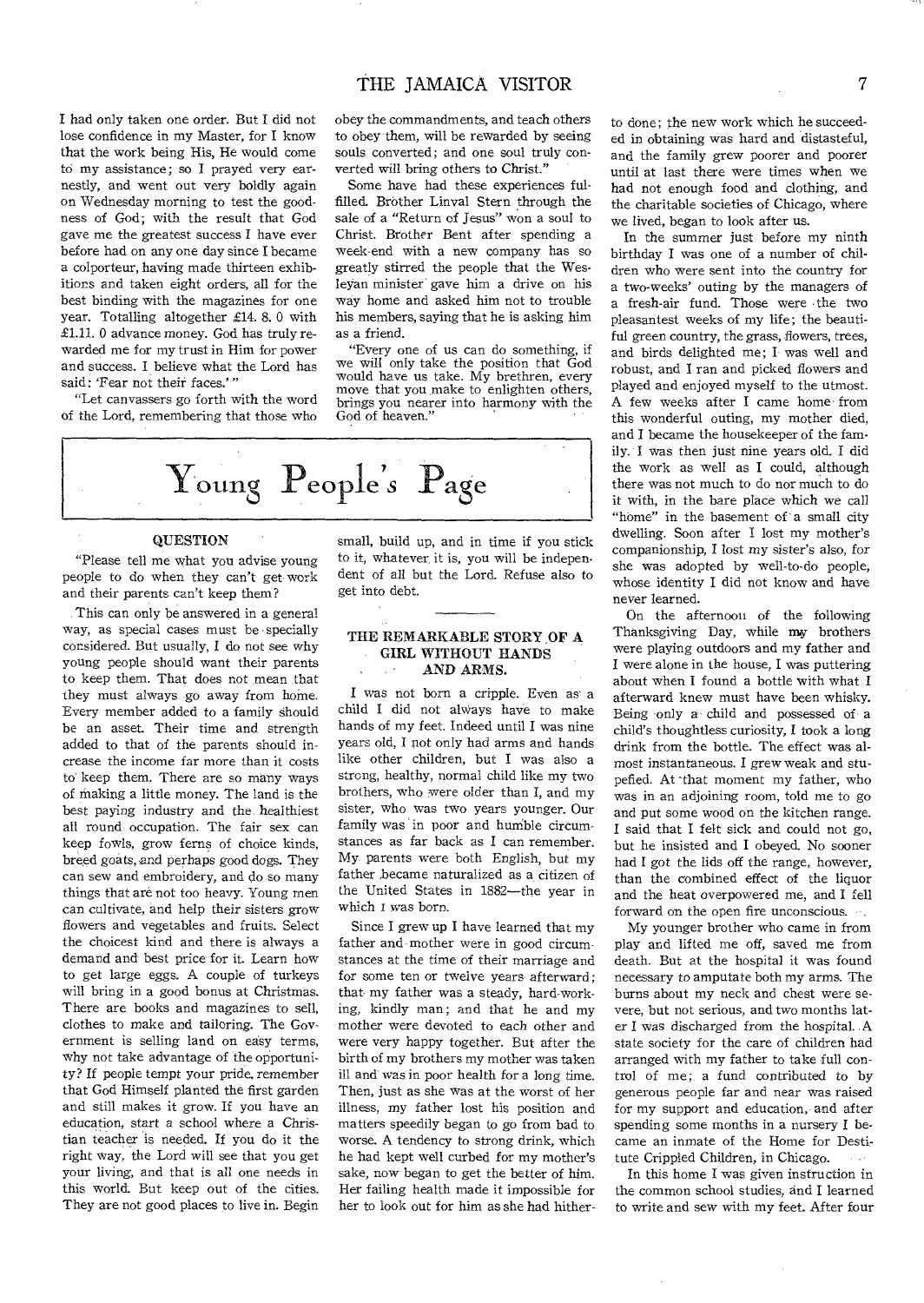I had only taken one order. But I did not lose confidence in my Master, for I know that the work being His, He would come to my assistance; so I prayed very earnestly, and went out very boldly again on Wednesday morning to test the goodness of God; with the result that God gave me the greatest success I have ever before had on any one day since I became a colporteur, having made thirteen exhibitions and taken eight orders, all for the best binding with the magazines for one year. Totalling altogether £14. 8. 0 with £1.11. 0 advance money. God has truly rewarded me for my trust in Him for power and success. I believe what the Lord has said: 'Fear not their faces.'"

"Let canvassers go forth with the word of the Lord, remembering that those who obey the commandments, and teach others to obey them, will be rewarded by seeing souls converted; and one soul truly converted will bring others to Christ."

Some have had these experiences fulfilled. Brother Linval Stern through the sale of a "Return of Jesus" won a soul to Christ. Brother Bent after spending a week-end with a new company has so greatly stirred the people that the Wesleyan minister gave him a drive on his way home and asked him not to trouble his members, saying that he is asking him as a friend.

"Every one of us can do something, if we will only take the position that God would have us take. My brethren, every move that you make to enlighten others, brings you nearer into harmony with the God of heaven."

# Young People's Page

### QUESTION

"Please tell me what you advise young people to do when they can't get work and their parents can't keep them?

This can only be answered in a general way, as special cases must be specially considered. But usually, I do not see why young people should want their parents to keep them. That does not mean that they must always go away from home. Every member added to a family should be an asset. Their time and strength added to that of the parents should increase the income far more than it costs to keep them. There are so many ways of making a little money. The land is the best paying industry and the healthiest all round occupation. The fair sex can keep fowls, grow ferns of choice kinds, breed goats, and perhaps good dogs. They can sew and embroidery, and do so many things that are not too heavy. Young men can cultivate, and help their sisters grow flowers and vegetables and fruits. Select the choicest kind and there is always a demand and best price for it. Learn how to get large eggs. A couple of turkeys will bring in a good bonus at Christmas. There are books and magazines to sell, clothes to make and tailoring. The Government is selling land on easy terms, why not take advantage of the opportunity? If people tempt your pride, remember that God Himself planted the first garden and still makes it grow. If you have an education, start a school where a Christian teacher is needed. If you do it the right way, the Lord will see that you get your living, and that is all one needs in this world. But keep out of the cities. They are not good places to live in. Begin small, build up, and in time if you stick to it, whatever it is, you will be independent of all but the Lord. Refuse also to get into debt.

### THE REMARKABLE STORY OF A GIRL WITHOUT HANDS AND ARMS.

I was not born a cripple. Even as a child I did not always have to make hands of my feet. Indeed until I was nine years old, I not only had arms and hands like other children, but I was also a strong, healthy, normal child like my two brothers, who were older than I, and my sister, who was two years younger. Our family was in poor and humble circumstances as far back as I can remember. My parents were both English, but my father became naturalized as a citizen of the United States in 1882—the year in which I was born.

Since I grew up I have learned that my father and mother were in good circumstances at the time of their marriage and for some ten or twelve years afterward; that my father was a steady, hard-working, kindly man; and that he and my mother were devoted to each other and were very happy together. But after the birth of my brothers my mother was taken ill and was in poor health for a long time. Then, just as she was at the worst of her illness, my father lost his position and matters speedily began to go from bad to worse. A tendency to strong drink, which he had kept well curbed for my mother's sake, now began to get the better of him. Her failing health made it impossible for her to look out for him as she had hitherto done; the new work which he succeeded in obtaining was hard and distasteful, and the family grew poorer and poorer until at last there were times when we had not enough food and clothing, and the charitable societies of Chicago, where we lived, began to look after us.

In the summer just before my ninth birthday I was one of a number of children who were sent into the country for a two-weeks' outing by the managers of a fresh-air fund. Those were the two pleasantest weeks of my life; the beautiful green country, the grass, flowers, trees, and birds delighted me; I was well and robust, and I ran and picked flowers and played and enjoyed myself to the utmost. A few weeks after I came home from this wonderful outing, my mother died, and I became the housekeeper of the family. I was then just nine years old. I did the work as well as I could, although there was not much to do nor much to do it with, in the bare place which we call "home" in the basement of a small city dwelling. Soon after I lost my mother's companionship, I lost my sister's also, for she was adopted by well-to-do people, whose identity I did not know and have never learned.

On the afternoon of the following Thanksgiving Day, while my brothers were playing outdoors and my father and I were alone in the house, I was puttering about when I found a bottle with what I afterward knew must have been whisky. Being only a child and possessed of a child's thoughtless curiosity, I took a long drink from the bottle. The effect was almost instantaneous. I grew weak and stupefied. At that moment my father, who was in an adjoining room, told me to go and put some wood on the kitchen range. I said that I felt sick and could not go, but he insisted and I obeyed. No sooner had I got the lids off the range, however, than the combined effect of the liquor and the heat overpowered me, and I fell forward on the open fire unconscious.

My younger brother who came in from play and lifted me off, saved me from death. But at the hospital it was found necessary to amputate both my arms. The burns about my neck and chest were severe, but not serious, and two months later I was discharged from the hospital. A state society for the care of children had arranged with my father to take full control of me; a fund contributed to by generous people far and near was raised for my support and education, and after spending some months in a nursery I became an inmate of the Home for Destitute Crippled Children, in Chicago.

In this home I was given instruction in the common school studies, and I learned to write and sew with my feet. After four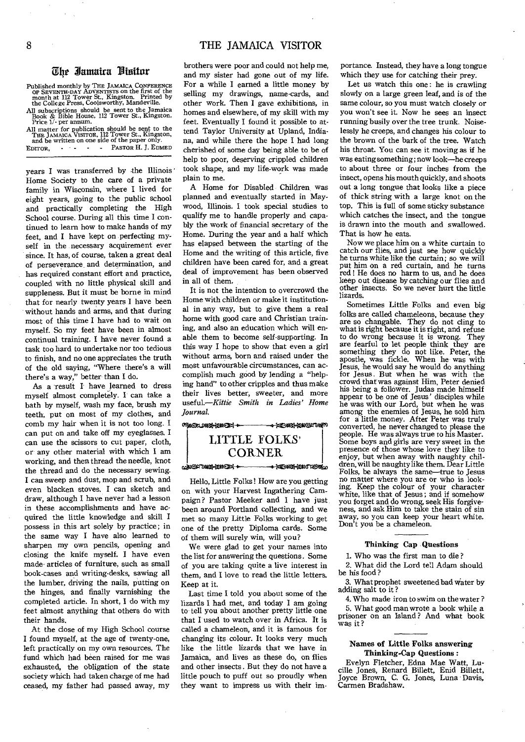## The Jamaica Visitor

Published monthly by THE JAMAICA CONFERENCE OF SEVENTH-DAY ADVENTISTS on the first of the month at 112 Tower St., Kingston. Printed by the College Press, Coolsworthy, Mandeville.

All subscriptions should be sent to the Jamaica Book & Bible House, 112 Tower St., Kingston. Price 1/- per annum.

All matter for publication should be sent to the THE JAMAICA VISITOR, 112 Tower St., Kingston, and be written on one side of the paper only.

EDITOR, - - - - PASTOR H. J. EDMED

years I was transferred by the Illinois Home Society to the care of a private family in Wisconsin, where I lived for eight years, going to the public school and practically completing the High School course. During all this time I continued to learn how to make hands of my feet, and I have kept on perfecting myself in the necessary acquirement ever since. It has, of course, taken a great deal of perseverance and determination, and has required constant effort and practice, coupled with no little physical skill and suppleness. But it must be borne in mind that for nearly twenty years I have been without hands and arms, and that during most of this time I have had to wait on myself. So my feet have been in almost continual training. I have never found a task too hard to undertake nor too tedious to finish, and no one appreciates the truth of the old saying, "Where there's a will there's a way," better than I do.

As a result I have learned to dress myself almost completely. I can take a bath by myself, wash my face, brush my teeth, put on most of my clothes, and comb my hair when it is not too long. I can put on and take off my eyeglasses. I can use the scissors to cut paper, cloth, or any other material with which I am working, and then thread the needle, knot the thread and do the necessary sewing. I can sweep and dust, mop and scrub, and even blacken stoves. I can sketch and draw, although I have never had a lesson in these accomplishments and have acquired the little knowledge and skill I possess in this art solely by practice; in the same way I have also learned to sharpen my own pencils, opening and closing the knife myself. I have even made articles of furniture, such as small book-cases and writing-desks, sawing all the lumber, driving the nails, putting on the hinges, and finally varnishing the completed article. In short, I do with my feet almost anything that others do with their hands.

At the close of my High School course I found myself, at the age of twenty-one, left practically on my own resources. The fund which had been raised for me was exhausted, the obligation of the state society which had taken charge of me had ceased, my father had passed away, my brothers were poor and could not help me, and my sister had gone out of my life. For a while I earned a little money by selling my drawings, name-cards, and other work. Then I gave exhibitions, in homes and elsewhere, of my skill with my feet. Eventually I found it possible to attend Taylor University at Upland, Indiana, and while there the hope I had long cherished of some day being able to be of help to poor, deserving crippled children took shape, and my life-work was made plain to me.

A Home for Disabled Children was planned and eventually started in Maywood, Illinois. I took special studies to qualify me to handle properly and capably the work of financial secretary of the Home. During the year and a half which has elapsed between the starting of the Home and the writing of this article, five children have been cared for, and a great deal of improvement has been observed in all of them.

It is not the intention to overcrowd the Home with children or make it institutional in any way, but to give them a real home with good care and Christian training, and also an education which will enable them to become self-supporting. In this way I hope to show that even a girl without arms, born and raised under the most unfavourable circumstances, can accomplish much good by lending a "helping hand" to other cripples and thus make their lives better, sweeter, and more useful.—*Kittie Smith in Ladies' Home Journal.*

## LITTLE FOLKS' CORNER

Hello, Little Folks! How are you getting on with your Harvest Ingathering Campaign? Pastor Meeker and I have just been around Portland collecting, and we met so many Little Folks working to get one of the pretty Diploma cards. Some of them will surely win, will you?

We were glad to get your names into the list for answering the questions. Some of you are taking quite a live interest in them, and I love to read the little letters. Keep at it.

Last time I told you about some of the lizards I had met, and today I am going to tell you about another pretty little one that I used to watch over in Africa. It is called a chameleon, and it is famous for changing its colour. It looks very much like the little lizards that we have in Jamaica, and lives as these do, on flies and other insects. But they do not have a little pouch to puff out so proudly when they want to impress us with their importance. Instead, they have a long tongue which they use for catching their prey.

Let us watch this one: he is crawling slowly on a large green leaf, and is of the same colour, so you must watch closely or you won't see it. Now he sees an insect running busily over the tree trunk. Noiselessly he creeps, and changes his colour to the brown of the bark of the tree. Watch his throat. You can see it moving as if he was eating something; now look—he creeps to about three or four inches from the insect, opens his mouth quickly, and shoots out a long tongue that looks like a piece of thick string with a large knot on the top. This is full of some sticky substance which catches the insect, and the tongue is drawn into the mouth and swallowed. That is how he eats.

Now we place him on a white curtain to catch our flies, and just see how quickly he turns white like the curtain; so we will put him on a red curtain, and he turns red! He does no harm to us, and he does keep out disease by catching our flies and other insects. So we never hurt the little lizards.

Sometimes Little Folks and even big folks are called chameleons, because they are so changable. They do not cling to what is right because it is right, and refuse to do wrong because it is wrong. They are fearful to let people think they are something they do not like. Peter, the apostle, was fickle. When he was with Jesus, he would say he would do anything for Jesus. But when he was with the crowd that was against Him, Peter denied his being a follower. Judas made himself appear to be one of Jesus' disciples while he was with our Lord, but when he was among the enemies of Jesus, he sold him for a little money. After Peter was truly converted, he never changed to please the people. He was always true to his Master. Some boys and girls are very sweet in the presence of those whose love they like to enjoy, but when away with naughty children, will be naughty like them. Dear Little Folks, be always the same—true to Jesus no matter where you are or who is looking. Keep the colour of your character white, like that of Jesus; and if somehow you forget and do wrong, seek His forgiveness, and ask Him to take the stain of sin away, so you can keep your heart white. Don't you be a chameleon.

### Thinking Cap Questions

1. Who was the first man to die?
2. What did the Lord tell Adam should be his food?
3. What prophet sweetened bad water by adding salt to it?
4. Who made iron to swim on the water?
5. What good man wrote a book while a prisoner on an Island? And what book was it?

### Names of Little Folks answering Thinking-Cap Questions:

Evelyn Fletcher, Edna Mae Watt, Lucille Jones, Renard Billett, Enid Billett, Joyce Brown, C. G. Jones, Luna Davis, Carmen Bradshaw.